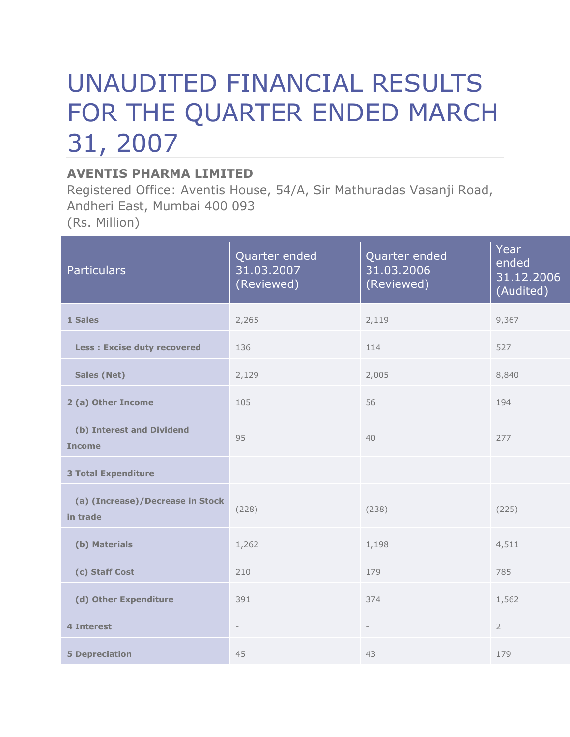# UNAUDITED FINANCIAL RESULTS FOR THE QUARTER ENDED MARCH 31, 2007

**AVENTIS PHARMA LIMITED**

Registered Office: Aventis House, 54/A, Sir Mathuradas Vasanji Road, Andheri East, Mumbai 400 093

(Rs. Million)

| Particulars | Quarter ended 31.03.2007 (Reviewed) | Quarter ended 31.03.2006 (Reviewed) | Year ended 31.12.2006 (Audited) |
|---|---|---|---|
| **1 Sales** | 2,265 | 2,119 | 9,367 |
| **Less : Excise duty recovered** | 136 | 114 | 527 |
| **Sales (Net)** | 2,129 | 2,005 | 8,840 |
| **2 (a) Other Income** | 105 | 56 | 194 |
| **(b) Interest and Dividend Income** | 95 | 40 | 277 |
| **3 Total Expenditure** | | | |
| **(a) (Increase)/Decrease in Stock in trade** | (228) | (238) | (225) |
| **(b) Materials** | 1,262 | 1,198 | 4,511 |
| **(c) Staff Cost** | 210 | 179 | 785 |
| **(d) Other Expenditure** | 391 | 374 | 1,562 |
| **4 Interest** | - | - | 2 |
| **5 Depreciation** | 45 | 43 | 179 |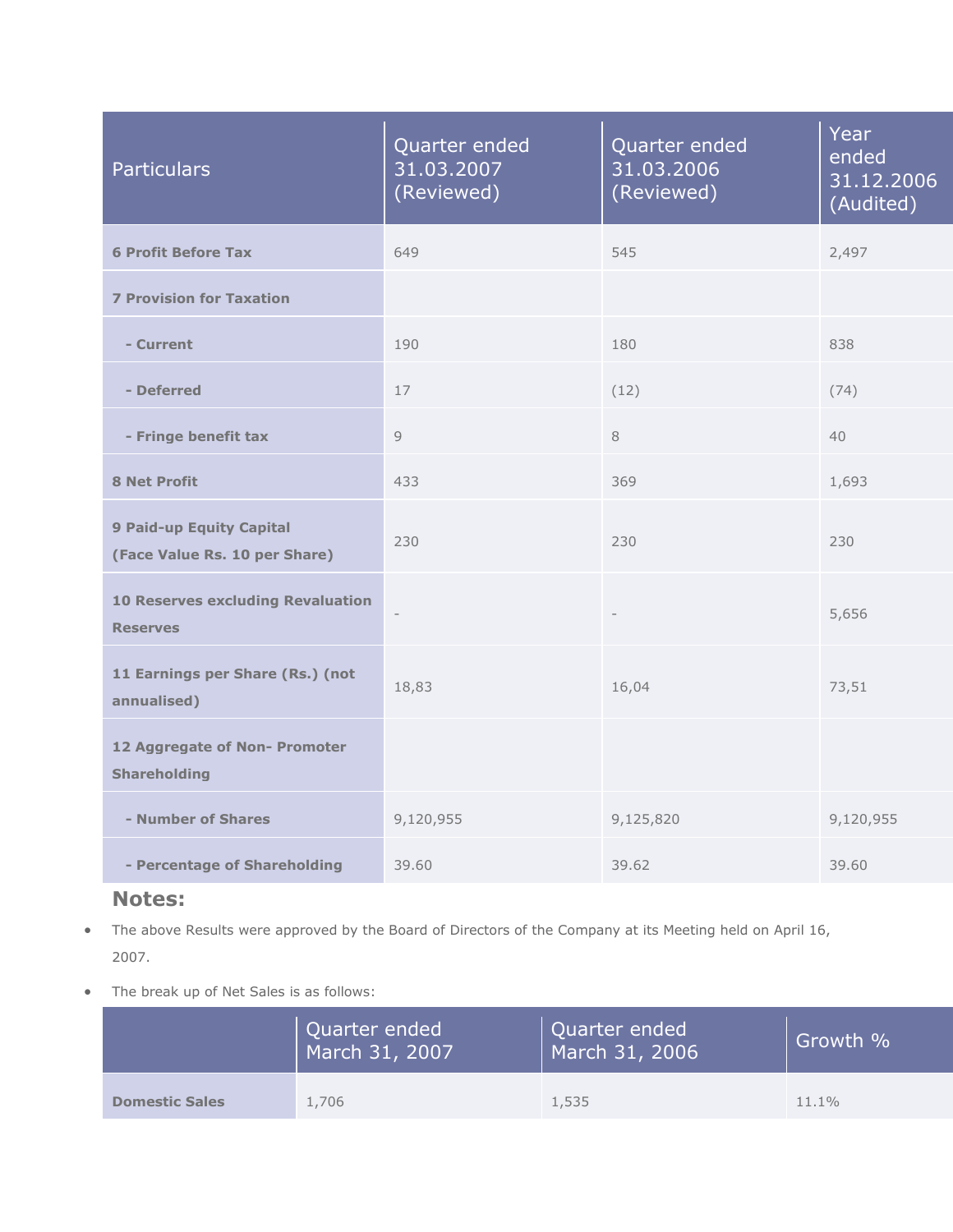| Particulars | Quarter ended 31.03.2007 (Reviewed) | Quarter ended 31.03.2006 (Reviewed) | Year ended 31.12.2006 (Audited) |
|---|---|---|---|
| **6 Profit Before Tax** | 649 | 545 | 2,497 |
| **7 Provision for Taxation** | | | |
| **- Current** | 190 | 180 | 838 |
| **- Deferred** | 17 | (12) | (74) |
| **- Fringe benefit tax** | 9 | 8 | 40 |
| **8 Net Profit** | 433 | 369 | 1,693 |
| **9 Paid-up Equity Capital (Face Value Rs. 10 per Share)** | 230 | 230 | 230 |
| **10 Reserves excluding Revaluation Reserves** | - | - | 5,656 |
| **11 Earnings per Share (Rs.) (not annualised)** | 18,83 | 16,04 | 73,51 |
| **12 Aggregate of Non- Promoter Shareholding** | | | |
| **- Number of Shares** | 9,120,955 | 9,125,820 | 9,120,955 |
| **- Percentage of Shareholding** | 39.60 | 39.62 | 39.60 |

## Notes:

- The above Results were approved by the Board of Directors of the Company at its Meeting held on April 16, 2007.
- The break up of Net Sales is as follows:

| | Quarter ended March 31, 2007 | Quarter ended March 31, 2006 | Growth % |
|---|---|---|---|
| **Domestic Sales** | 1,706 | 1,535 | 11.1% |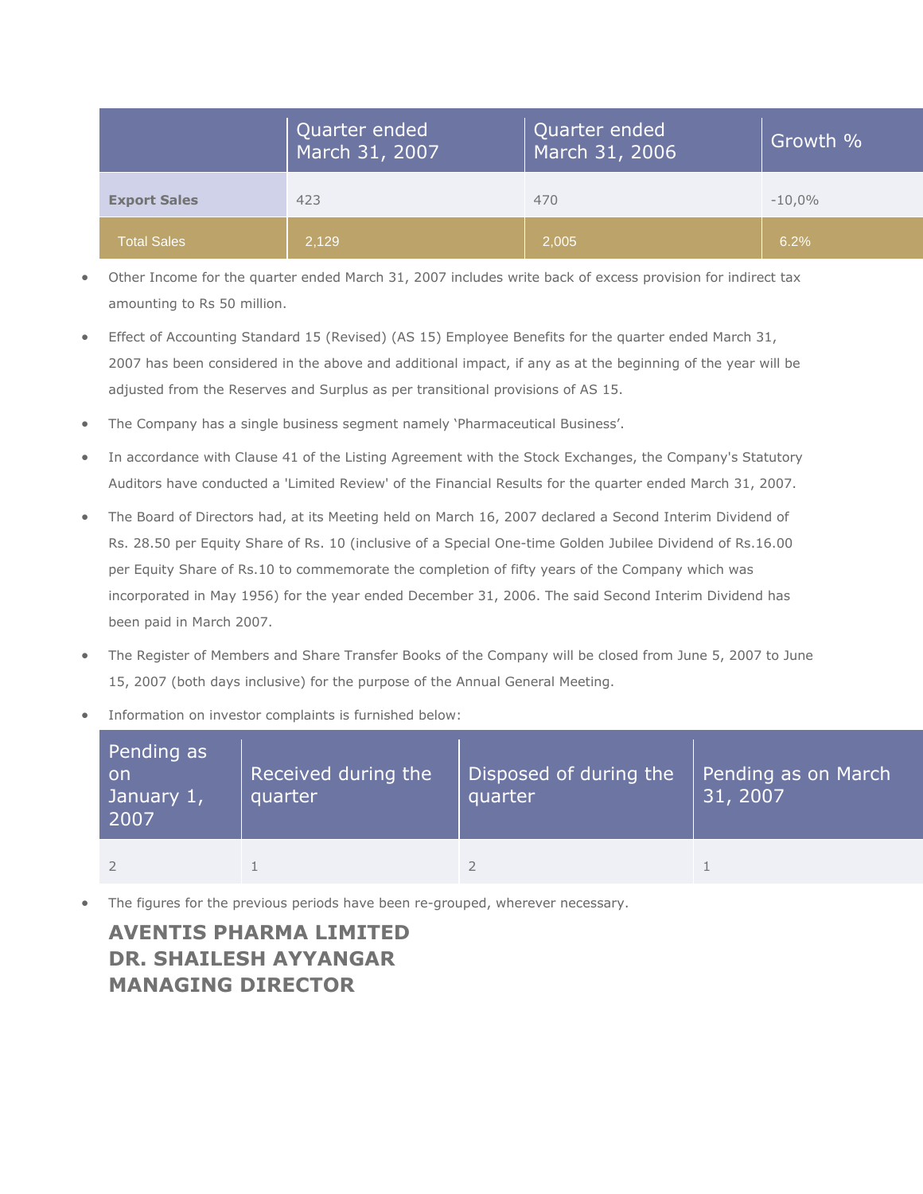| | Quarter ended March 31, 2007 | Quarter ended March 31, 2006 | Growth % |
|---|---|---|---|
| **Export Sales** | 423 | 470 | -10,0% |
| Total Sales | 2,129 | 2,005 | 6.2% |

- Other Income for the quarter ended March 31, 2007 includes write back of excess provision for indirect tax amounting to Rs 50 million.
- Effect of Accounting Standard 15 (Revised) (AS 15) Employee Benefits for the quarter ended March 31, 2007 has been considered in the above and additional impact, if any as at the beginning of the year will be adjusted from the Reserves and Surplus as per transitional provisions of AS 15.
- The Company has a single business segment namely 'Pharmaceutical Business'.
- In accordance with Clause 41 of the Listing Agreement with the Stock Exchanges, the Company's Statutory Auditors have conducted a 'Limited Review' of the Financial Results for the quarter ended March 31, 2007.
- The Board of Directors had, at its Meeting held on March 16, 2007 declared a Second Interim Dividend of Rs. 28.50 per Equity Share of Rs. 10 (inclusive of a Special One-time Golden Jubilee Dividend of Rs.16.00 per Equity Share of Rs.10 to commemorate the completion of fifty years of the Company which was incorporated in May 1956) for the year ended December 31, 2006. The said Second Interim Dividend has been paid in March 2007.
- The Register of Members and Share Transfer Books of the Company will be closed from June 5, 2007 to June 15, 2007 (both days inclusive) for the purpose of the Annual General Meeting.
- Information on investor complaints is furnished below:

| Pending as on January 1, 2007 | Received during the quarter | Disposed of during the quarter | Pending as on March 31, 2007 |
|---|---|---|---|
| 2 | 1 | 2 | 1 |

- The figures for the previous periods have been re-grouped, wherever necessary.

**AVENTIS PHARMA LIMITED**
**DR. SHAILESH AYYANGAR**
**MANAGING DIRECTOR**